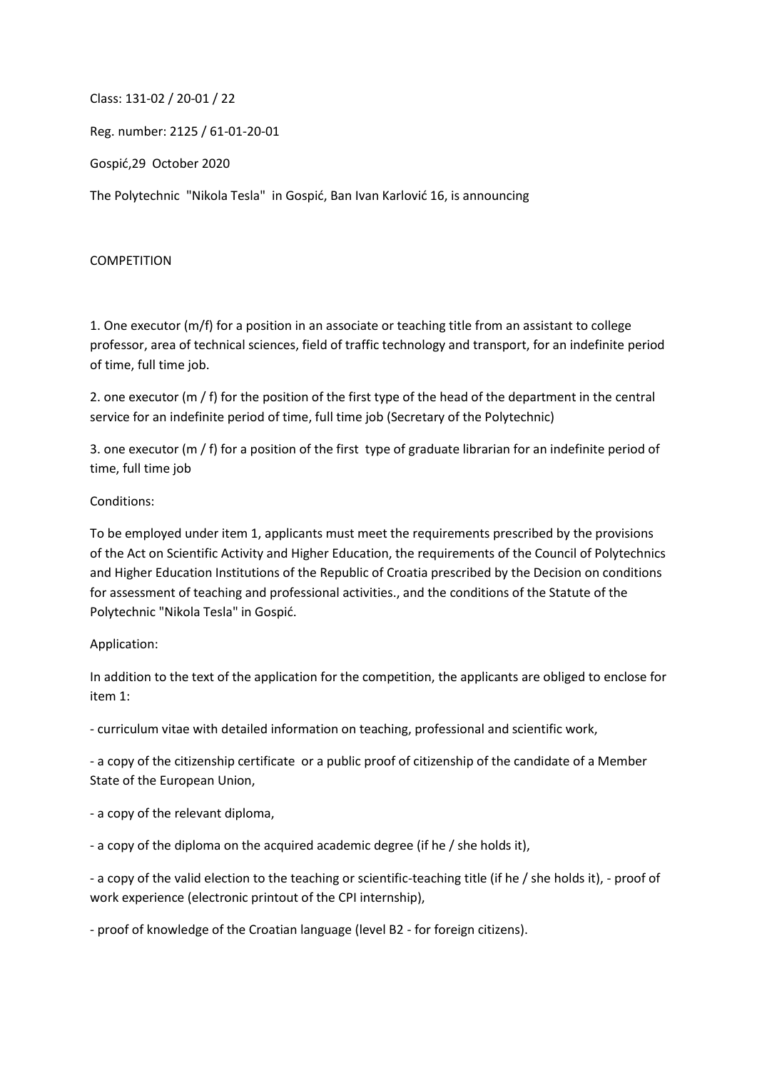Class: 131-02 / 20-01 / 22

Reg. number: 2125 / 61-01-20-01

Gospić,29 October 2020

The Polytechnic "Nikola Tesla" in Gospić, Ban Ivan Karlović 16, is announcing

COMPETITION

1. One executor (m/f) for a position in an associate or teaching title from an assistant to college professor, area of technical sciences, field of traffic technology and transport, for an indefinite period of time, full time job.

2. one executor (m / f) for the position of the first type of the head of the department in the central service for an indefinite period of time, full time job (Secretary of the Polytechnic)

3. one executor (m / f) for a position of the first type of graduate librarian for an indefinite period of time, full time job

Conditions:

To be employed under item 1, applicants must meet the requirements prescribed by the provisions of the Act on Scientific Activity and Higher Education, the requirements of the Council of Polytechnics and Higher Education Institutions of the Republic of Croatia prescribed by the Decision on conditions for assessment of teaching and professional activities., and the conditions of the Statute of the Polytechnic "Nikola Tesla" in Gospić.

Application:

In addition to the text of the application for the competition, the applicants are obliged to enclose for item 1:

- curriculum vitae with detailed information on teaching, professional and scientific work,

- a copy of the citizenship certificate or a public proof of citizenship of the candidate of a Member State of the European Union,

- a copy of the relevant diploma,

- a copy of the diploma on the acquired academic degree (if he / she holds it),

- a copy of the valid election to the teaching or scientific-teaching title (if he / she holds it), - proof of work experience (electronic printout of the CPI internship),

- proof of knowledge of the Croatian language (level B2 - for foreign citizens).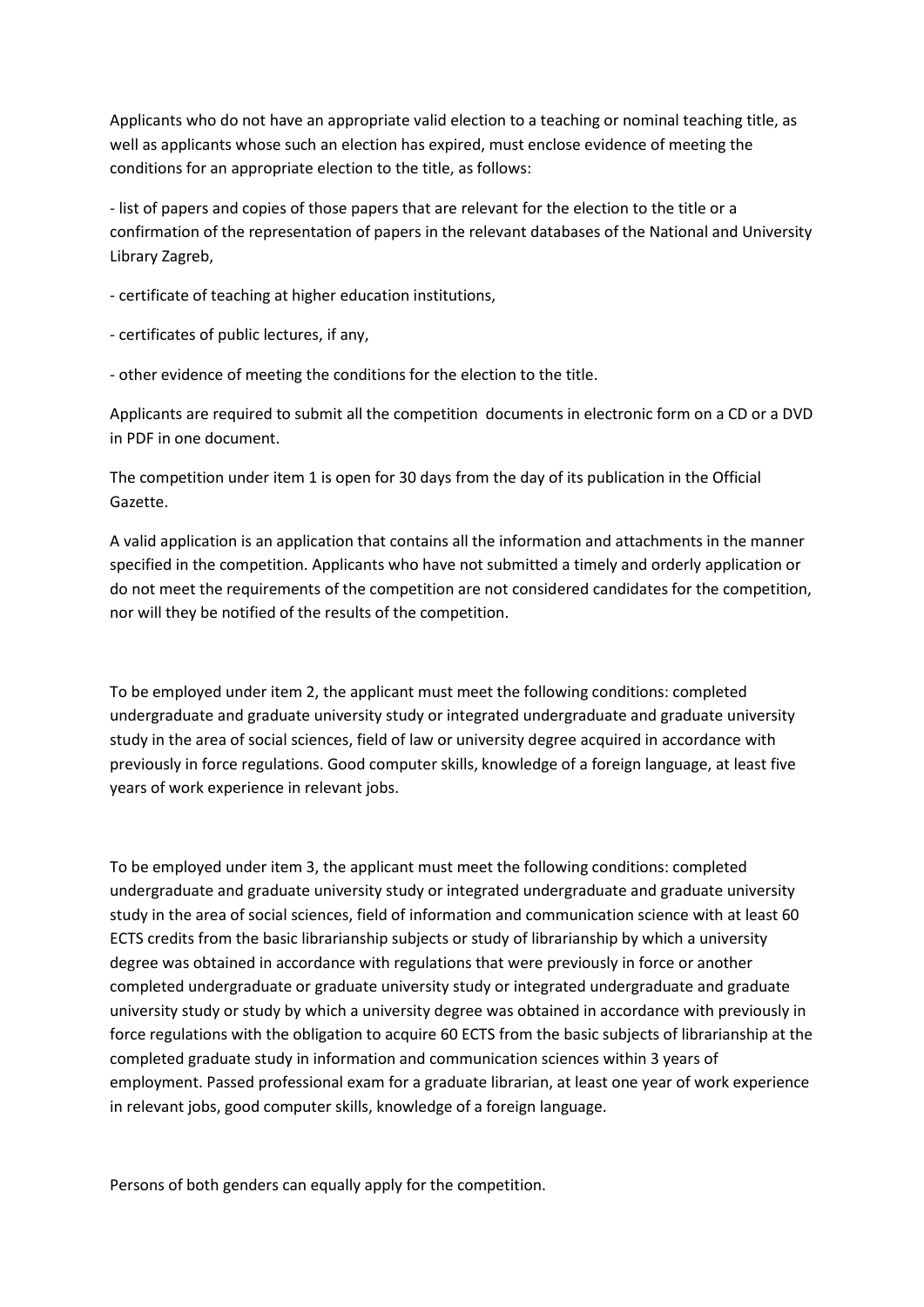Applicants who do not have an appropriate valid election to a teaching or nominal teaching title, as well as applicants whose such an election has expired, must enclose evidence of meeting the conditions for an appropriate election to the title, as follows:

- list of papers and copies of those papers that are relevant for the election to the title or a confirmation of the representation of papers in the relevant databases of the National and University Library Zagreb,

- certificate of teaching at higher education institutions,

- certificates of public lectures, if any,

- other evidence of meeting the conditions for the election to the title.

Applicants are required to submit all the competition documents in electronic form on a CD or a DVD in PDF in one document.

The competition under item 1 is open for 30 days from the day of its publication in the Official Gazette.

A valid application is an application that contains all the information and attachments in the manner specified in the competition. Applicants who have not submitted a timely and orderly application or do not meet the requirements of the competition are not considered candidates for the competition, nor will they be notified of the results of the competition.

To be employed under item 2, the applicant must meet the following conditions: completed undergraduate and graduate university study or integrated undergraduate and graduate university study in the area of social sciences, field of law or university degree acquired in accordance with previously in force regulations. Good computer skills, knowledge of a foreign language, at least five years of work experience in relevant jobs.

To be employed under item 3, the applicant must meet the following conditions: completed undergraduate and graduate university study or integrated undergraduate and graduate university study in the area of social sciences, field of information and communication science with at least 60 ECTS credits from the basic librarianship subjects or study of librarianship by which a university degree was obtained in accordance with regulations that were previously in force or another completed undergraduate or graduate university study or integrated undergraduate and graduate university study or study by which a university degree was obtained in accordance with previously in force regulations with the obligation to acquire 60 ECTS from the basic subjects of librarianship at the completed graduate study in information and communication sciences within 3 years of employment. Passed professional exam for a graduate librarian, at least one year of work experience in relevant jobs, good computer skills, knowledge of a foreign language.

Persons of both genders can equally apply for the competition.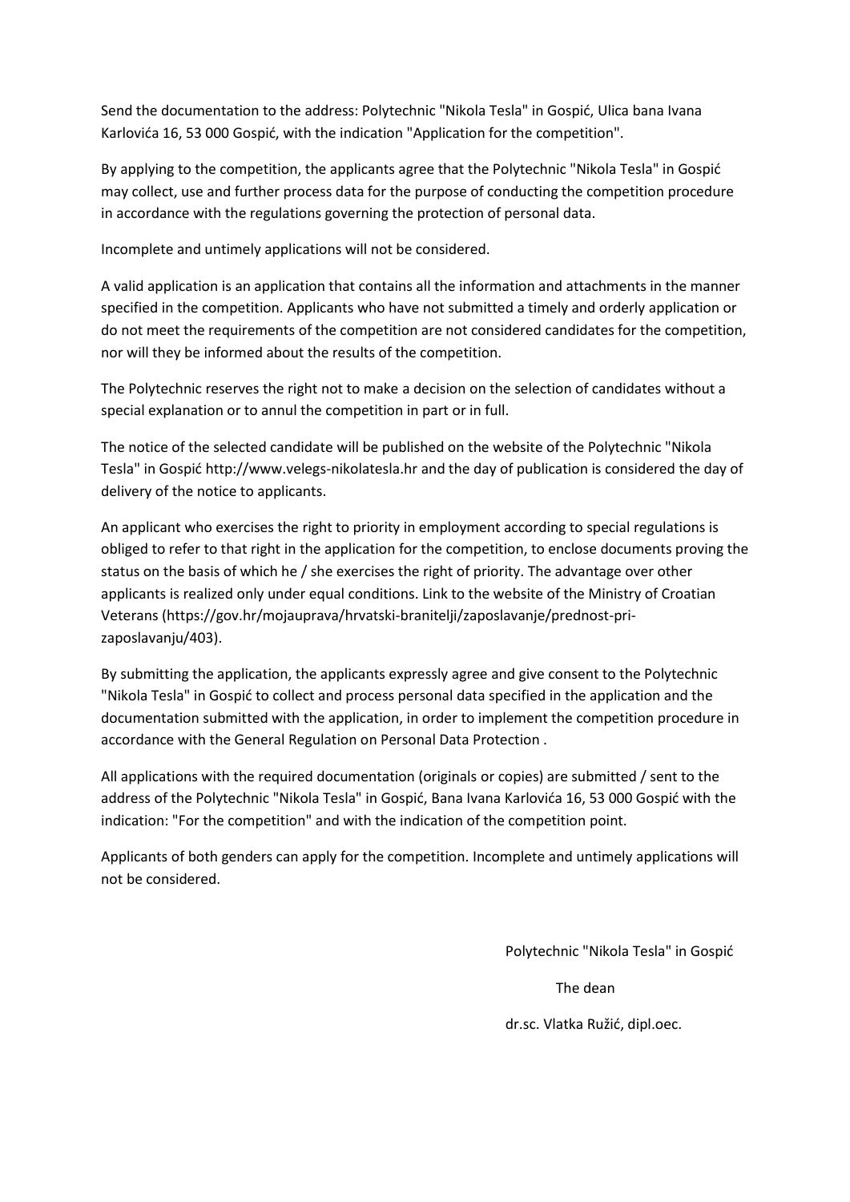Send the documentation to the address: Polytechnic "Nikola Tesla" in Gospić, Ulica bana Ivana Karlovića 16, 53 000 Gospić, with the indication "Application for the competition".

By applying to the competition, the applicants agree that the Polytechnic "Nikola Tesla" in Gospić may collect, use and further process data for the purpose of conducting the competition procedure in accordance with the regulations governing the protection of personal data.

Incomplete and untimely applications will not be considered.

A valid application is an application that contains all the information and attachments in the manner specified in the competition. Applicants who have not submitted a timely and orderly application or do not meet the requirements of the competition are not considered candidates for the competition, nor will they be informed about the results of the competition.

The Polytechnic reserves the right not to make a decision on the selection of candidates without a special explanation or to annul the competition in part or in full.

The notice of the selected candidate will be published on the website of the Polytechnic "Nikola Tesla" in Gospić http://www.velegs-nikolatesla.hr and the day of publication is considered the day of delivery of the notice to applicants.

An applicant who exercises the right to priority in employment according to special regulations is obliged to refer to that right in the application for the competition, to enclose documents proving the status on the basis of which he / she exercises the right of priority. The advantage over other applicants is realized only under equal conditions. Link to the website of the Ministry of Croatian Veterans (https://gov.hr/mojauprava/hrvatski-branitelji/zaposlavanje/prednost-pri-zaposlavanju/403).

By submitting the application, the applicants expressly agree and give consent to the Polytechnic "Nikola Tesla" in Gospić to collect and process personal data specified in the application and the documentation submitted with the application, in order to implement the competition procedure in accordance with the General Regulation on Personal Data Protection .

All applications with the required documentation (originals or copies) are submitted / sent to the address of the Polytechnic "Nikola Tesla" in Gospić, Bana Ivana Karlovića 16, 53 000 Gospić with the indication: "For the competition" and with the indication of the competition point.

Applicants of both genders can apply for the competition. Incomplete and untimely applications will not be considered.

Polytechnic "Nikola Tesla" in Gospić

The dean

dr.sc. Vlatka Ružić, dipl.oec.